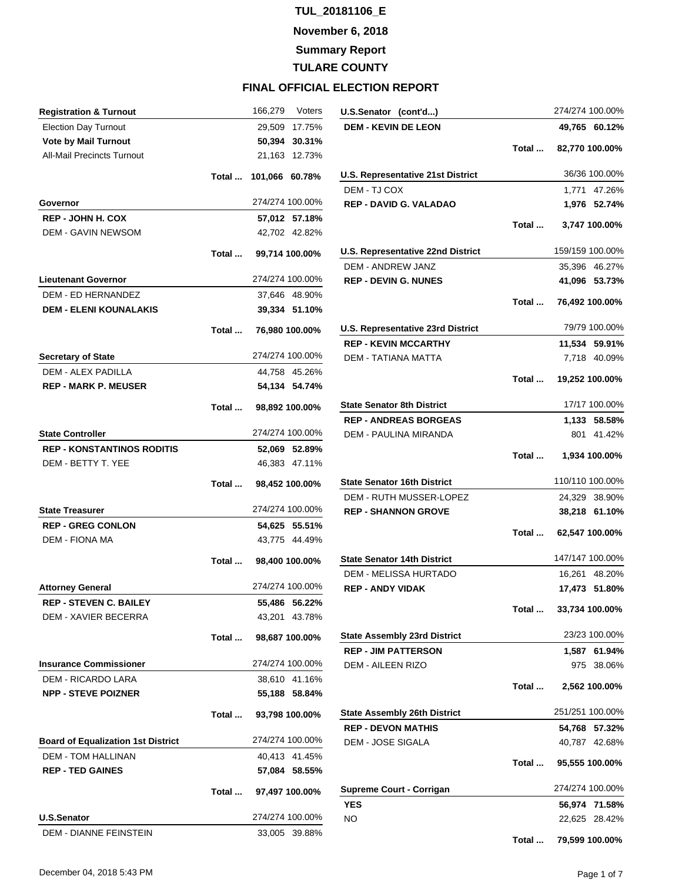# TUL_20181106_E

## November 6, 2018

## Summary Report

## TULARE COUNTY

## FINAL OFFICIAL ELECTION REPORT

| Registration & Turnout | | 166,279 | Voters |
|---|---|---|---|
| Election Day Turnout | | 29,509 | 17.75% |
| **Vote by Mail Turnout** | | **50,394** | **30.31%** |
| All-Mail Precincts Turnout | | 21,163 | 12.73% |
| | **Total ...** | **101,066** | **60.78%** |

| Governor | | 274/274 | 100.00% |
|---|---|---|---|
| **REP - JOHN H. COX** | | **57,012** | **57.18%** |
| DEM - GAVIN NEWSOM | | 42,702 | 42.82% |
| | **Total ...** | **99,714** | **100.00%** |

| Lieutenant Governor | | 274/274 | 100.00% |
|---|---|---|---|
| DEM - ED HERNANDEZ | | 37,646 | 48.90% |
| **DEM - ELENI KOUNALAKIS** | | **39,334** | **51.10%** |
| | **Total ...** | **76,980** | **100.00%** |

| Secretary of State | | 274/274 | 100.00% |
|---|---|---|---|
| DEM - ALEX PADILLA | | 44,758 | 45.26% |
| **REP - MARK P. MEUSER** | | **54,134** | **54.74%** |
| | **Total ...** | **98,892** | **100.00%** |

| State Controller | | 274/274 | 100.00% |
|---|---|---|---|
| **REP - KONSTANTINOS RODITIS** | | **52,069** | **52.89%** |
| DEM - BETTY T. YEE | | 46,383 | 47.11% |
| | **Total ...** | **98,452** | **100.00%** |

| State Treasurer | | 274/274 | 100.00% |
|---|---|---|---|
| **REP - GREG CONLON** | | **54,625** | **55.51%** |
| DEM - FIONA MA | | 43,775 | 44.49% |
| | **Total ...** | **98,400** | **100.00%** |

| Attorney General | | 274/274 | 100.00% |
|---|---|---|---|
| **REP - STEVEN C. BAILEY** | | **55,486** | **56.22%** |
| DEM - XAVIER BECERRA | | 43,201 | 43.78% |
| | **Total ...** | **98,687** | **100.00%** |

| Insurance Commissioner | | 274/274 | 100.00% |
|---|---|---|---|
| DEM - RICARDO LARA | | 38,610 | 41.16% |
| **NPP - STEVE POIZNER** | | **55,188** | **58.84%** |
| | **Total ...** | **93,798** | **100.00%** |

| Board of Equalization 1st District | | 274/274 | 100.00% |
|---|---|---|---|
| DEM - TOM HALLINAN | | 40,413 | 41.45% |
| **REP - TED GAINES** | | **57,084** | **58.55%** |
| | **Total ...** | **97,497** | **100.00%** |

| U.S.Senator | | 274/274 | 100.00% |
|---|---|---|---|
| DEM - DIANNE FEINSTEIN | | 33,005 | 39.88% |
| **DEM - KEVIN DE LEON** | | **49,765** | **60.12%** |
| | **Total ...** | **82,770** | **100.00%** |

| U.S. Representative 21st District | | 36/36 | 100.00% |
|---|---|---|---|
| DEM - TJ COX | | 1,771 | 47.26% |
| **REP - DAVID G. VALADAO** | | **1,976** | **52.74%** |
| | **Total ...** | **3,747** | **100.00%** |

| U.S. Representative 22nd District | | 159/159 | 100.00% |
|---|---|---|---|
| DEM - ANDREW JANZ | | 35,396 | 46.27% |
| **REP - DEVIN G. NUNES** | | **41,096** | **53.73%** |
| | **Total ...** | **76,492** | **100.00%** |

| U.S. Representative 23rd District | | 79/79 | 100.00% |
|---|---|---|---|
| **REP - KEVIN MCCARTHY** | | **11,534** | **59.91%** |
| DEM - TATIANA MATTA | | 7,718 | 40.09% |
| | **Total ...** | **19,252** | **100.00%** |

| State Senator 8th District | | 17/17 | 100.00% |
|---|---|---|---|
| **REP - ANDREAS BORGEAS** | | **1,133** | **58.58%** |
| DEM - PAULINA MIRANDA | | 801 | 41.42% |
| | **Total ...** | **1,934** | **100.00%** |

| State Senator 16th District | | 110/110 | 100.00% |
|---|---|---|---|
| DEM - RUTH MUSSER-LOPEZ | | 24,329 | 38.90% |
| **REP - SHANNON GROVE** | | **38,218** | **61.10%** |
| | **Total ...** | **62,547** | **100.00%** |

| State Senator 14th District | | 147/147 | 100.00% |
|---|---|---|---|
| DEM - MELISSA HURTADO | | 16,261 | 48.20% |
| **REP - ANDY VIDAK** | | **17,473** | **51.80%** |
| | **Total ...** | **33,734** | **100.00%** |

| State Assembly 23rd District | | 23/23 | 100.00% |
|---|---|---|---|
| **REP - JIM PATTERSON** | | **1,587** | **61.94%** |
| DEM - AILEEN RIZO | | 975 | 38.06% |
| | **Total ...** | **2,562** | **100.00%** |

| State Assembly 26th District | | 251/251 | 100.00% |
|---|---|---|---|
| **REP - DEVON MATHIS** | | **54,768** | **57.32%** |
| DEM - JOSE SIGALA | | 40,787 | 42.68% |
| | **Total ...** | **95,555** | **100.00%** |

| Supreme Court - Corrigan | | 274/274 | 100.00% |
|---|---|---|---|
| **YES** | | **56,974** | **71.58%** |
| NO | | 22,625 | 28.42% |
| | **Total ...** | **79,599** | **100.00%** |

December 04, 2018 5:43 PM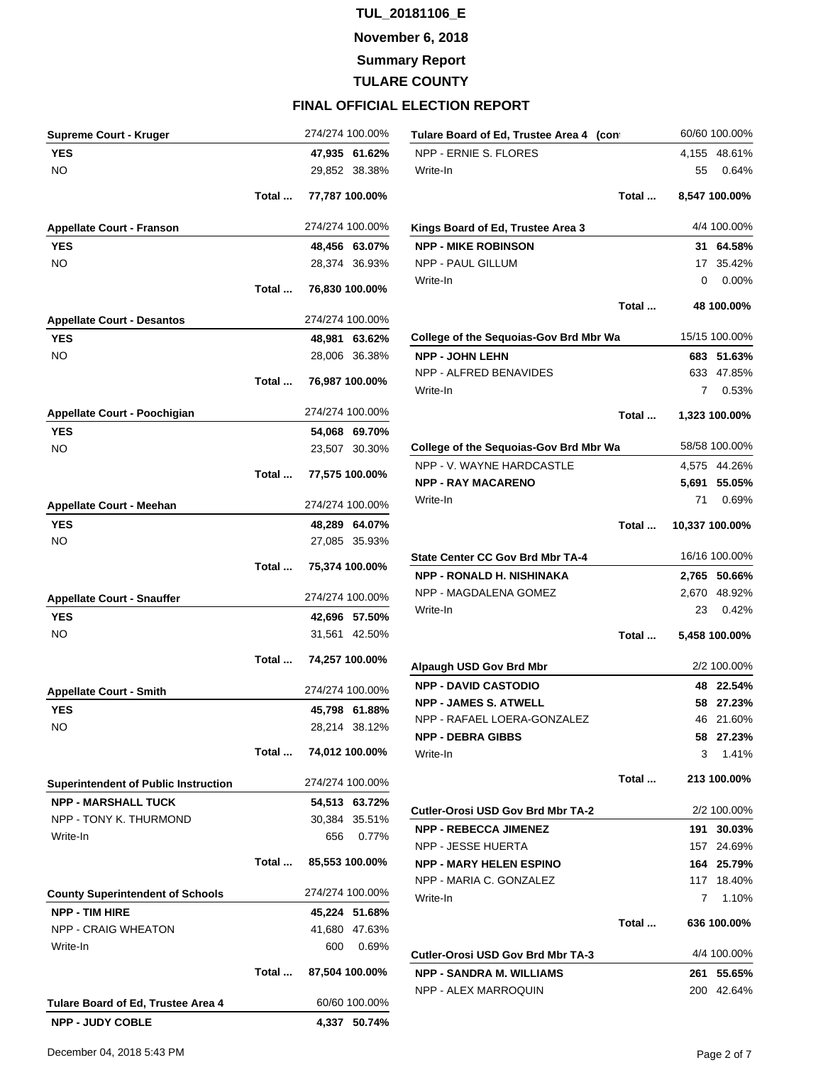# TUL_20181106_E

## November 6, 2018

## Summary Report

## TULARE COUNTY

## FINAL OFFICIAL ELECTION REPORT

### Supreme Court - Kruger

274/274 100.00%

| Choice | Votes | Percent |
|---|---|---|
| **YES** | **47,935** | **61.62%** |
| NO | 29,852 | 38.38% |
| **Total ...** | **77,787** | **100.00%** |

### Appellate Court - Franson

274/274 100.00%

| Choice | Votes | Percent |
|---|---|---|
| **YES** | **48,456** | **63.07%** |
| NO | 28,374 | 36.93% |
| **Total ...** | **76,830** | **100.00%** |

### Appellate Court - Desantos

274/274 100.00%

| Choice | Votes | Percent |
|---|---|---|
| **YES** | **48,981** | **63.62%** |
| NO | 28,006 | 36.38% |
| **Total ...** | **76,987** | **100.00%** |

### Appellate Court - Poochigian

274/274 100.00%

| Choice | Votes | Percent |
|---|---|---|
| **YES** | **54,068** | **69.70%** |
| NO | 23,507 | 30.30% |
| **Total ...** | **77,575** | **100.00%** |

### Appellate Court - Meehan

274/274 100.00%

| Choice | Votes | Percent |
|---|---|---|
| **YES** | **48,289** | **64.07%** |
| NO | 27,085 | 35.93% |
| **Total ...** | **75,374** | **100.00%** |

### Appellate Court - Snauffer

274/274 100.00%

| Choice | Votes | Percent |
|---|---|---|
| **YES** | **42,696** | **57.50%** |
| NO | 31,561 | 42.50% |
| **Total ...** | **74,257** | **100.00%** |

### Appellate Court - Smith

274/274 100.00%

| Choice | Votes | Percent |
|---|---|---|
| **YES** | **45,798** | **61.88%** |
| NO | 28,214 | 38.12% |
| **Total ...** | **74,012** | **100.00%** |

### Superintendent of Public Instruction

274/274 100.00%

| Choice | Votes | Percent |
|---|---|---|
| **NPP - MARSHALL TUCK** | **54,513** | **63.72%** |
| NPP - TONY K. THURMOND | 30,384 | 35.51% |
| Write-In | 656 | 0.77% |
| **Total ...** | **85,553** | **100.00%** |

### County Superintendent of Schools

274/274 100.00%

| Choice | Votes | Percent |
|---|---|---|
| **NPP - TIM HIRE** | **45,224** | **51.68%** |
| NPP - CRAIG WHEATON | 41,680 | 47.63% |
| Write-In | 600 | 0.69% |
| **Total ...** | **87,504** | **100.00%** |

### Tulare Board of Ed, Trustee Area 4

60/60 100.00%

| Choice | Votes | Percent |
|---|---|---|
| **NPP - JUDY COBLE** | **4,337** | **50.74%** |
| NPP - ERNIE S. FLORES | 4,155 | 48.61% |
| Write-In | 55 | 0.64% |
| **Total ...** | **8,547** | **100.00%** |

### Kings Board of Ed, Trustee Area 3

4/4 100.00%

| Choice | Votes | Percent |
|---|---|---|
| **NPP - MIKE ROBINSON** | **31** | **64.58%** |
| NPP - PAUL GILLUM | 17 | 35.42% |
| Write-In | 0 | 0.00% |
| **Total ...** | **48** | **100.00%** |

### College of the Sequoias-Gov Brd Mbr Wa

15/15 100.00%

| Choice | Votes | Percent |
|---|---|---|
| **NPP - JOHN LEHN** | **683** | **51.63%** |
| NPP - ALFRED BENAVIDES | 633 | 47.85% |
| Write-In | 7 | 0.53% |
| **Total ...** | **1,323** | **100.00%** |

### College of the Sequoias-Gov Brd Mbr Wa

58/58 100.00%

| Choice | Votes | Percent |
|---|---|---|
| NPP - V. WAYNE HARDCASTLE | 4,575 | 44.26% |
| **NPP - RAY MACARENO** | **5,691** | **55.05%** |
| Write-In | 71 | 0.69% |
| **Total ...** | **10,337** | **100.00%** |

### State Center CC Gov Brd Mbr TA-4

16/16 100.00%

| Choice | Votes | Percent |
|---|---|---|
| **NPP - RONALD H. NISHINAKA** | **2,765** | **50.66%** |
| NPP - MAGDALENA GOMEZ | 2,670 | 48.92% |
| Write-In | 23 | 0.42% |
| **Total ...** | **5,458** | **100.00%** |

### Alpaugh USD Gov Brd Mbr

2/2 100.00%

| Choice | Votes | Percent |
|---|---|---|
| **NPP - DAVID CASTODIO** | **48** | **22.54%** |
| **NPP - JAMES S. ATWELL** | **58** | **27.23%** |
| NPP - RAFAEL LOERA-GONZALEZ | 46 | 21.60% |
| **NPP - DEBRA GIBBS** | **58** | **27.23%** |
| Write-In | 3 | 1.41% |
| **Total ...** | **213** | **100.00%** |

### Cutler-Orosi USD Gov Brd Mbr TA-2

2/2 100.00%

| Choice | Votes | Percent |
|---|---|---|
| **NPP - REBECCA JIMENEZ** | **191** | **30.03%** |
| NPP - JESSE HUERTA | 157 | 24.69% |
| **NPP - MARY HELEN ESPINO** | **164** | **25.79%** |
| NPP - MARIA C. GONZALEZ | 117 | 18.40% |
| Write-In | 7 | 1.10% |
| **Total ...** | **636** | **100.00%** |

### Cutler-Orosi USD Gov Brd Mbr TA-3

4/4 100.00%

| Choice | Votes | Percent |
|---|---|---|
| **NPP - SANDRA M. WILLIAMS** | **261** | **55.65%** |
| NPP - ALEX MARROQUIN | 200 | 42.64% |

December 04, 2018 5:43 PM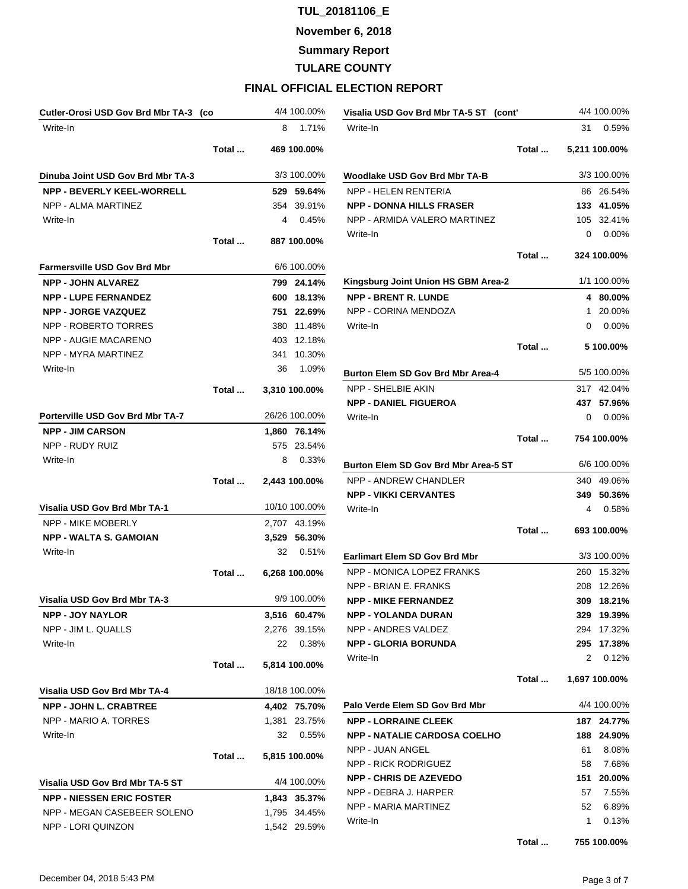# TUL_20181106_E

## November 6, 2018

## Summary Report

## TULARE COUNTY

## FINAL OFFICIAL ELECTION REPORT

| Cutler-Orosi USD Gov Brd Mbr TA-3 (co | | 4/4 | 100.00% |
|---|---|---|---|
| Write-In | | 8 | 1.71% |
| | Total ... | 469 | 100.00% |

| Dinuba Joint USD Gov Brd Mbr TA-3 | | 3/3 | 100.00% |
|---|---|---|---|
| **NPP - BEVERLY KEEL-WORRELL** | | **529** | **59.64%** |
| NPP - ALMA MARTINEZ | | 354 | 39.91% |
| Write-In | | 4 | 0.45% |
| | Total ... | 887 | 100.00% |

| Farmersville USD Gov Brd Mbr | | 6/6 | 100.00% |
|---|---|---|---|
| **NPP - JOHN ALVAREZ** | | **799** | **24.14%** |
| **NPP - LUPE FERNANDEZ** | | **600** | **18.13%** |
| **NPP - JORGE VAZQUEZ** | | **751** | **22.69%** |
| NPP - ROBERTO TORRES | | 380 | 11.48% |
| NPP - AUGIE MACARENO | | 403 | 12.18% |
| NPP - MYRA MARTINEZ | | 341 | 10.30% |
| Write-In | | 36 | 1.09% |
| | Total ... | 3,310 | 100.00% |

| Porterville USD Gov Brd Mbr TA-7 | | 26/26 | 100.00% |
|---|---|---|---|
| **NPP - JIM CARSON** | | **1,860** | **76.14%** |
| NPP - RUDY RUIZ | | 575 | 23.54% |
| Write-In | | 8 | 0.33% |
| | Total ... | 2,443 | 100.00% |

| Visalia USD Gov Brd Mbr TA-1 | | 10/10 | 100.00% |
|---|---|---|---|
| NPP - MIKE MOBERLY | | 2,707 | 43.19% |
| **NPP - WALTA S. GAMOIAN** | | **3,529** | **56.30%** |
| Write-In | | 32 | 0.51% |
| | Total ... | 6,268 | 100.00% |

| Visalia USD Gov Brd Mbr TA-3 | | 9/9 | 100.00% |
|---|---|---|---|
| **NPP - JOY NAYLOR** | | **3,516** | **60.47%** |
| NPP - JIM L. QUALLS | | 2,276 | 39.15% |
| Write-In | | 22 | 0.38% |
| | Total ... | 5,814 | 100.00% |

| Visalia USD Gov Brd Mbr TA-4 | | 18/18 | 100.00% |
|---|---|---|---|
| **NPP - JOHN L. CRABTREE** | | **4,402** | **75.70%** |
| NPP - MARIO A. TORRES | | 1,381 | 23.75% |
| Write-In | | 32 | 0.55% |
| | Total ... | 5,815 | 100.00% |

| Visalia USD Gov Brd Mbr TA-5 ST | | 4/4 | 100.00% |
|---|---|---|---|
| **NPP - NIESSEN ERIC FOSTER** | | **1,843** | **35.37%** |
| NPP - MEGAN CASEBEER SOLENO | | 1,795 | 34.45% |
| NPP - LORI QUINZON | | 1,542 | 29.59% |

| Visalia USD Gov Brd Mbr TA-5 ST (cont' | | 4/4 | 100.00% |
|---|---|---|---|
| Write-In | | 31 | 0.59% |
| | Total ... | 5,211 | 100.00% |

| Woodlake USD Gov Brd Mbr TA-B | | 3/3 | 100.00% |
|---|---|---|---|
| NPP - HELEN RENTERIA | | 86 | 26.54% |
| **NPP - DONNA HILLS FRASER** | | **133** | **41.05%** |
| NPP - ARMIDA VALERO MARTINEZ | | 105 | 32.41% |
| Write-In | | 0 | 0.00% |
| | Total ... | 324 | 100.00% |

| Kingsburg Joint Union HS GBM Area-2 | | 1/1 | 100.00% |
|---|---|---|---|
| **NPP - BRENT R. LUNDE** | | **4** | **80.00%** |
| NPP - CORINA MENDOZA | | 1 | 20.00% |
| Write-In | | 0 | 0.00% |
| | Total ... | 5 | 100.00% |

| Burton Elem SD Gov Brd Mbr Area-4 | | 5/5 | 100.00% |
|---|---|---|---|
| NPP - SHELBIE AKIN | | 317 | 42.04% |
| **NPP - DANIEL FIGUEROA** | | **437** | **57.96%** |
| Write-In | | 0 | 0.00% |
| | Total ... | 754 | 100.00% |

| Burton Elem SD Gov Brd Mbr Area-5 ST | | 6/6 | 100.00% |
|---|---|---|---|
| NPP - ANDREW CHANDLER | | 340 | 49.06% |
| **NPP - VIKKI CERVANTES** | | **349** | **50.36%** |
| Write-In | | 4 | 0.58% |
| | Total ... | 693 | 100.00% |

| Earlimart Elem SD Gov Brd Mbr | | 3/3 | 100.00% |
|---|---|---|---|
| NPP - MONICA LOPEZ FRANKS | | 260 | 15.32% |
| NPP - BRIAN E. FRANKS | | 208 | 12.26% |
| **NPP - MIKE FERNANDEZ** | | **309** | **18.21%** |
| **NPP - YOLANDA DURAN** | | **329** | **19.39%** |
| NPP - ANDRES VALDEZ | | 294 | 17.32% |
| **NPP - GLORIA BORUNDA** | | **295** | **17.38%** |
| Write-In | | 2 | 0.12% |
| | Total ... | 1,697 | 100.00% |

| Palo Verde Elem SD Gov Brd Mbr | | 4/4 | 100.00% |
|---|---|---|---|
| **NPP - LORRAINE CLEEK** | | **187** | **24.77%** |
| **NPP - NATALIE CARDOSA COELHO** | | **188** | **24.90%** |
| NPP - JUAN ANGEL | | 61 | 8.08% |
| NPP - RICK RODRIGUEZ | | 58 | 7.68% |
| **NPP - CHRIS DE AZEVEDO** | | **151** | **20.00%** |
| NPP - DEBRA J. HARPER | | 57 | 7.55% |
| NPP - MARIA MARTINEZ | | 52 | 6.89% |
| Write-In | | 1 | 0.13% |
| | Total ... | 755 | 100.00% |

December 04, 2018 5:43 PM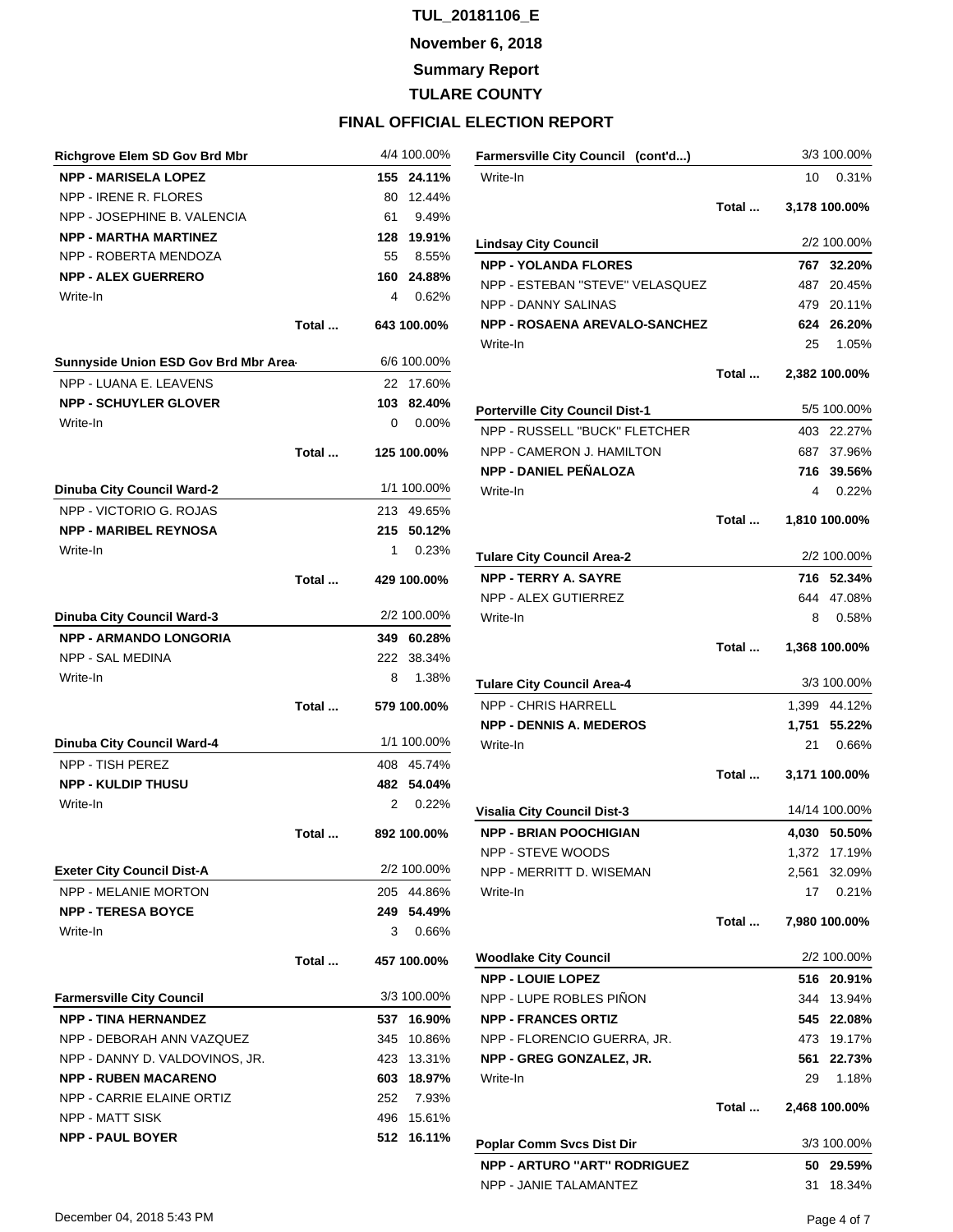# TUL_20181106_E

**November 6, 2018**

**Summary Report**

**TULARE COUNTY**

**FINAL OFFICIAL ELECTION REPORT**

| Richgrove Elem SD Gov Brd Mbr | | 4/4 | 100.00% |
|---|---|---|---|
| **NPP - MARISELA LOPEZ** | | **155** | **24.11%** |
| NPP - IRENE R. FLORES | | 80 | 12.44% |
| NPP - JOSEPHINE B. VALENCIA | | 61 | 9.49% |
| **NPP - MARTHA MARTINEZ** | | **128** | **19.91%** |
| NPP - ROBERTA MENDOZA | | 55 | 8.55% |
| **NPP - ALEX GUERRERO** | | **160** | **24.88%** |
| Write-In | | 4 | 0.62% |
| | Total ... | 643 | 100.00% |

| Sunnyside Union ESD Gov Brd Mbr Area | | 6/6 | 100.00% |
|---|---|---|---|
| NPP - LUANA E. LEAVENS | | 22 | 17.60% |
| **NPP - SCHUYLER GLOVER** | | **103** | **82.40%** |
| Write-In | | 0 | 0.00% |
| | Total ... | 125 | 100.00% |

| Dinuba City Council Ward-2 | | 1/1 | 100.00% |
|---|---|---|---|
| NPP - VICTORIO G. ROJAS | | 213 | 49.65% |
| **NPP - MARIBEL REYNOSA** | | **215** | **50.12%** |
| Write-In | | 1 | 0.23% |
| | Total ... | 429 | 100.00% |

| Dinuba City Council Ward-3 | | 2/2 | 100.00% |
|---|---|---|---|
| **NPP - ARMANDO LONGORIA** | | **349** | **60.28%** |
| NPP - SAL MEDINA | | 222 | 38.34% |
| Write-In | | 8 | 1.38% |
| | Total ... | 579 | 100.00% |

| Dinuba City Council Ward-4 | | 1/1 | 100.00% |
|---|---|---|---|
| NPP - TISH PEREZ | | 408 | 45.74% |
| **NPP - KULDIP THUSU** | | **482** | **54.04%** |
| Write-In | | 2 | 0.22% |
| | Total ... | 892 | 100.00% |

| Exeter City Council Dist-A | | 2/2 | 100.00% |
|---|---|---|---|
| NPP - MELANIE MORTON | | 205 | 44.86% |
| **NPP - TERESA BOYCE** | | **249** | **54.49%** |
| Write-In | | 3 | 0.66% |
| | Total ... | 457 | 100.00% |

| Farmersville City Council | | 3/3 | 100.00% |
|---|---|---|---|
| **NPP - TINA HERNANDEZ** | | **537** | **16.90%** |
| NPP - DEBORAH ANN VAZQUEZ | | 345 | 10.86% |
| NPP - DANNY D. VALDOVINOS, JR. | | 423 | 13.31% |
| **NPP - RUBEN MACARENO** | | **603** | **18.97%** |
| NPP - CARRIE ELAINE ORTIZ | | 252 | 7.93% |
| NPP - MATT SISK | | 496 | 15.61% |
| **NPP - PAUL BOYER** | | **512** | **16.11%** |
| Write-In | | 10 | 0.31% |
| | Total ... | 3,178 | 100.00% |

| Lindsay City Council | | 2/2 | 100.00% |
|---|---|---|---|
| **NPP - YOLANDA FLORES** | | **767** | **32.20%** |
| NPP - ESTEBAN "STEVE" VELASQUEZ | | 487 | 20.45% |
| NPP - DANNY SALINAS | | 479 | 20.11% |
| **NPP - ROSAENA AREVALO-SANCHEZ** | | **624** | **26.20%** |
| Write-In | | 25 | 1.05% |
| | Total ... | 2,382 | 100.00% |

| Porterville City Council Dist-1 | | 5/5 | 100.00% |
|---|---|---|---|
| NPP - RUSSELL "BUCK" FLETCHER | | 403 | 22.27% |
| NPP - CAMERON J. HAMILTON | | 687 | 37.96% |
| **NPP - DANIEL PEÑALOZA** | | **716** | **39.56%** |
| Write-In | | 4 | 0.22% |
| | Total ... | 1,810 | 100.00% |

| Tulare City Council Area-2 | | 2/2 | 100.00% |
|---|---|---|---|
| **NPP - TERRY A. SAYRE** | | **716** | **52.34%** |
| NPP - ALEX GUTIERREZ | | 644 | 47.08% |
| Write-In | | 8 | 0.58% |
| | Total ... | 1,368 | 100.00% |

| Tulare City Council Area-4 | | 3/3 | 100.00% |
|---|---|---|---|
| NPP - CHRIS HARRELL | | 1,399 | 44.12% |
| **NPP - DENNIS A. MEDEROS** | | **1,751** | **55.22%** |
| Write-In | | 21 | 0.66% |
| | Total ... | 3,171 | 100.00% |

| Visalia City Council Dist-3 | | 14/14 | 100.00% |
|---|---|---|---|
| **NPP - BRIAN POOCHIGIAN** | | **4,030** | **50.50%** |
| NPP - STEVE WOODS | | 1,372 | 17.19% |
| NPP - MERRITT D. WISEMAN | | 2,561 | 32.09% |
| Write-In | | 17 | 0.21% |
| | Total ... | 7,980 | 100.00% |

| Woodlake City Council | | 2/2 | 100.00% |
|---|---|---|---|
| **NPP - LOUIE LOPEZ** | | **516** | **20.91%** |
| NPP - LUPE ROBLES PIÑON | | 344 | 13.94% |
| **NPP - FRANCES ORTIZ** | | **545** | **22.08%** |
| NPP - FLORENCIO GUERRA, JR. | | 473 | 19.17% |
| **NPP - GREG GONZALEZ, JR.** | | **561** | **22.73%** |
| Write-In | | 29 | 1.18% |
| | Total ... | 2,468 | 100.00% |

| Poplar Comm Svcs Dist Dir | | 3/3 | 100.00% |
|---|---|---|---|
| **NPP - ARTURO "ART" RODRIGUEZ** | | **50** | **29.59%** |
| NPP - JANIE TALAMANTEZ | | 31 | 18.34% |

December 04, 2018 5:43 PM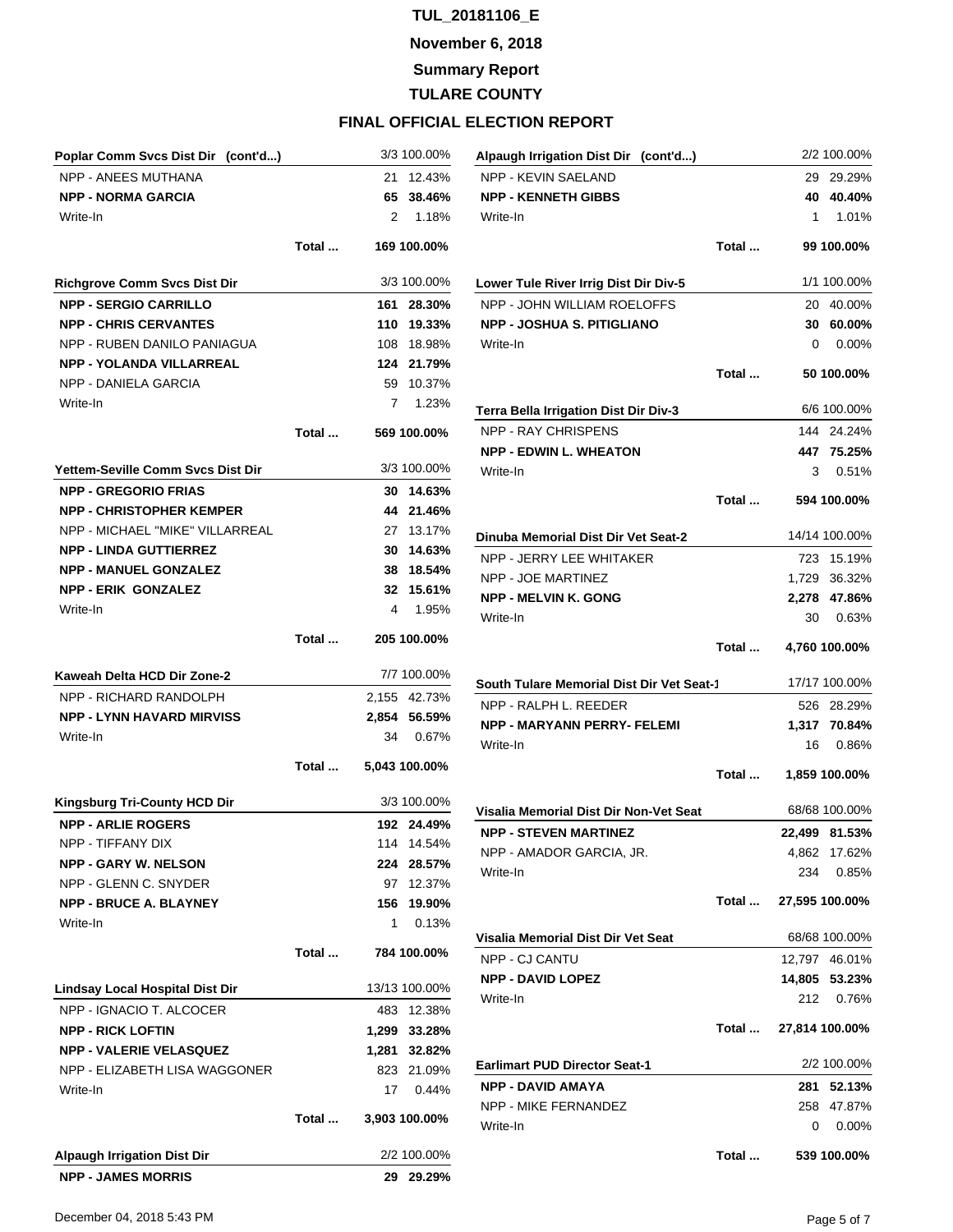# TUL_20181106_E

**November 6, 2018**

**Summary Report**

**TULARE COUNTY**

**FINAL OFFICIAL ELECTION REPORT**

| Poplar Comm Svcs Dist Dir (cont'd...) | | 3/3 | 100.00% |
|---|---|---|---|
| NPP - ANEES MUTHANA | | 21 | 12.43% |
| **NPP - NORMA GARCIA** | | **65** | **38.46%** |
| Write-In | | 2 | 1.18% |
| | Total ... | 169 | 100.00% |

| Richgrove Comm Svcs Dist Dir | | 3/3 | 100.00% |
|---|---|---|---|
| **NPP - SERGIO CARRILLO** | | **161** | **28.30%** |
| **NPP - CHRIS CERVANTES** | | **110** | **19.33%** |
| NPP - RUBEN DANILO PANIAGUA | | 108 | 18.98% |
| **NPP - YOLANDA VILLARREAL** | | **124** | **21.79%** |
| NPP - DANIELA GARCIA | | 59 | 10.37% |
| Write-In | | 7 | 1.23% |
| | Total ... | 569 | 100.00% |

| Yettem-Seville Comm Svcs Dist Dir | | 3/3 | 100.00% |
|---|---|---|---|
| **NPP - GREGORIO FRIAS** | | **30** | **14.63%** |
| **NPP - CHRISTOPHER KEMPER** | | **44** | **21.46%** |
| NPP - MICHAEL "MIKE" VILLARREAL | | 27 | 13.17% |
| **NPP - LINDA GUTTIERREZ** | | **30** | **14.63%** |
| **NPP - MANUEL GONZALEZ** | | **38** | **18.54%** |
| **NPP - ERIK GONZALEZ** | | **32** | **15.61%** |
| Write-In | | 4 | 1.95% |
| | Total ... | 205 | 100.00% |

| Kaweah Delta HCD Dir Zone-2 | | 7/7 | 100.00% |
|---|---|---|---|
| NPP - RICHARD RANDOLPH | | 2,155 | 42.73% |
| **NPP - LYNN HAVARD MIRVISS** | | **2,854** | **56.59%** |
| Write-In | | 34 | 0.67% |
| | Total ... | 5,043 | 100.00% |

| Kingsburg Tri-County HCD Dir | | 3/3 | 100.00% |
|---|---|---|---|
| **NPP - ARLIE ROGERS** | | **192** | **24.49%** |
| NPP - TIFFANY DIX | | 114 | 14.54% |
| **NPP - GARY W. NELSON** | | **224** | **28.57%** |
| NPP - GLENN C. SNYDER | | 97 | 12.37% |
| **NPP - BRUCE A. BLAYNEY** | | **156** | **19.90%** |
| Write-In | | 1 | 0.13% |
| | Total ... | 784 | 100.00% |

| Lindsay Local Hospital Dist Dir | | 13/13 | 100.00% |
|---|---|---|---|
| NPP - IGNACIO T. ALCOCER | | 483 | 12.38% |
| **NPP - RICK LOFTIN** | | **1,299** | **33.28%** |
| **NPP - VALERIE VELASQUEZ** | | **1,281** | **32.82%** |
| NPP - ELIZABETH LISA WAGGONER | | 823 | 21.09% |
| Write-In | | 17 | 0.44% |
| | Total ... | 3,903 | 100.00% |

| Alpaugh Irrigation Dist Dir | | 2/2 | 100.00% |
|---|---|---|---|
| **NPP - JAMES MORRIS** | | **29** | **29.29%** |
| NPP - KEVIN SAELAND | | 29 | 29.29% |
| **NPP - KENNETH GIBBS** | | **40** | **40.40%** |
| Write-In | | 1 | 1.01% |
| | Total ... | 99 | 100.00% |

| Lower Tule River Irrig Dist Dir Div-5 | | 1/1 | 100.00% |
|---|---|---|---|
| NPP - JOHN WILLIAM ROELOFFS | | 20 | 40.00% |
| **NPP - JOSHUA S. PITIGLIANO** | | **30** | **60.00%** |
| Write-In | | 0 | 0.00% |
| | Total ... | 50 | 100.00% |

| Terra Bella Irrigation Dist Dir Div-3 | | 6/6 | 100.00% |
|---|---|---|---|
| NPP - RAY CHRISPENS | | 144 | 24.24% |
| **NPP - EDWIN L. WHEATON** | | **447** | **75.25%** |
| Write-In | | 3 | 0.51% |
| | Total ... | 594 | 100.00% |

| Dinuba Memorial Dist Dir Vet Seat-2 | | 14/14 | 100.00% |
|---|---|---|---|
| NPP - JERRY LEE WHITAKER | | 723 | 15.19% |
| NPP - JOE MARTINEZ | | 1,729 | 36.32% |
| **NPP - MELVIN K. GONG** | | **2,278** | **47.86%** |
| Write-In | | 30 | 0.63% |
| | Total ... | 4,760 | 100.00% |

| South Tulare Memorial Dist Dir Vet Seat-1 | | 17/17 | 100.00% |
|---|---|---|---|
| NPP - RALPH L. REEDER | | 526 | 28.29% |
| **NPP - MARYANN PERRY- FELEMI** | | **1,317** | **70.84%** |
| Write-In | | 16 | 0.86% |
| | Total ... | 1,859 | 100.00% |

| Visalia Memorial Dist Dir Non-Vet Seat | | 68/68 | 100.00% |
|---|---|---|---|
| **NPP - STEVEN MARTINEZ** | | **22,499** | **81.53%** |
| NPP - AMADOR GARCIA, JR. | | 4,862 | 17.62% |
| Write-In | | 234 | 0.85% |
| | Total ... | 27,595 | 100.00% |

| Visalia Memorial Dist Dir Vet Seat | | 68/68 | 100.00% |
|---|---|---|---|
| NPP - CJ CANTU | | 12,797 | 46.01% |
| **NPP - DAVID LOPEZ** | | **14,805** | **53.23%** |
| Write-In | | 212 | 0.76% |
| | Total ... | 27,814 | 100.00% |

| Earlimart PUD Director Seat-1 | | 2/2 | 100.00% |
|---|---|---|---|
| **NPP - DAVID AMAYA** | | **281** | **52.13%** |
| NPP - MIKE FERNANDEZ | | 258 | 47.87% |
| Write-In | | 0 | 0.00% |
| | Total ... | 539 | 100.00% |

December 04, 2018 5:43 PM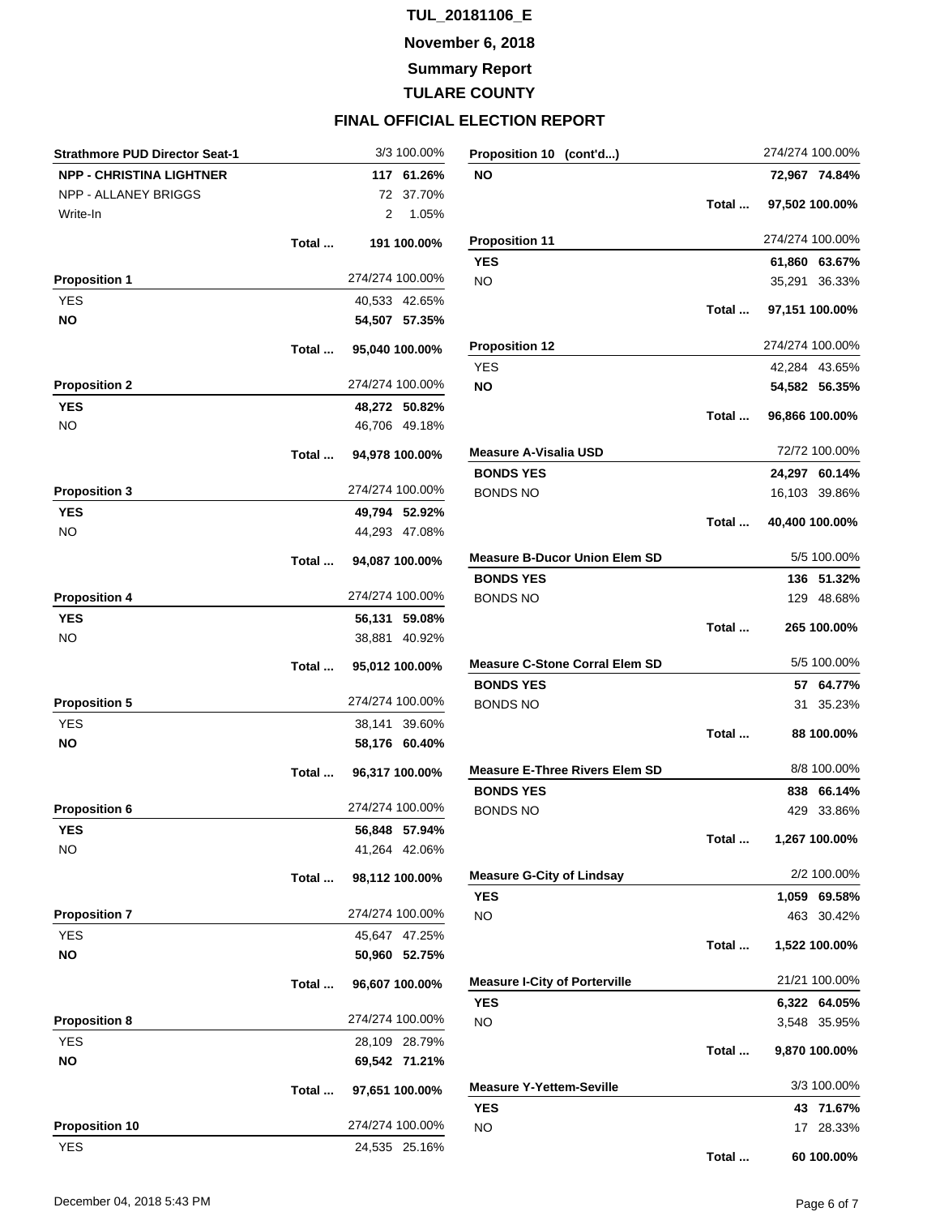# TUL_20181106_E

## November 6, 2018

## Summary Report

## TULARE COUNTY

## FINAL OFFICIAL ELECTION REPORT

| Strathmore PUD Director Seat-1 | | 3/3 | 100.00% |
|---|---|---|---|
| **NPP - CHRISTINA LIGHTNER** | | **117** | **61.26%** |
| NPP - ALLANEY BRIGGS | | 72 | 37.70% |
| Write-In | | 2 | 1.05% |
| | **Total ...** | **191** | **100.00%** |

| Proposition 1 | | 274/274 | 100.00% |
|---|---|---|---|
| YES | | 40,533 | 42.65% |
| **NO** | | **54,507** | **57.35%** |
| | **Total ...** | **95,040** | **100.00%** |

| Proposition 2 | | 274/274 | 100.00% |
|---|---|---|---|
| **YES** | | **48,272** | **50.82%** |
| NO | | 46,706 | 49.18% |
| | **Total ...** | **94,978** | **100.00%** |

| Proposition 3 | | 274/274 | 100.00% |
|---|---|---|---|
| **YES** | | **49,794** | **52.92%** |
| NO | | 44,293 | 47.08% |
| | **Total ...** | **94,087** | **100.00%** |

| Proposition 4 | | 274/274 | 100.00% |
|---|---|---|---|
| **YES** | | **56,131** | **59.08%** |
| NO | | 38,881 | 40.92% |
| | **Total ...** | **95,012** | **100.00%** |

| Proposition 5 | | 274/274 | 100.00% |
|---|---|---|---|
| YES | | 38,141 | 39.60% |
| **NO** | | **58,176** | **60.40%** |
| | **Total ...** | **96,317** | **100.00%** |

| Proposition 6 | | 274/274 | 100.00% |
|---|---|---|---|
| **YES** | | **56,848** | **57.94%** |
| NO | | 41,264 | 42.06% |
| | **Total ...** | **98,112** | **100.00%** |

| Proposition 7 | | 274/274 | 100.00% |
|---|---|---|---|
| YES | | 45,647 | 47.25% |
| **NO** | | **50,960** | **52.75%** |
| | **Total ...** | **96,607** | **100.00%** |

| Proposition 8 | | 274/274 | 100.00% |
|---|---|---|---|
| YES | | 28,109 | 28.79% |
| **NO** | | **69,542** | **71.21%** |
| | **Total ...** | **97,651** | **100.00%** |

| Proposition 10 | | 274/274 | 100.00% |
|---|---|---|---|
| YES | | 24,535 | 25.16% |
| **NO** | | **72,967** | **74.84%** |
| | **Total ...** | **97,502** | **100.00%** |

| Proposition 11 | | 274/274 | 100.00% |
|---|---|---|---|
| **YES** | | **61,860** | **63.67%** |
| NO | | 35,291 | 36.33% |
| | **Total ...** | **97,151** | **100.00%** |

| Proposition 12 | | 274/274 | 100.00% |
|---|---|---|---|
| YES | | 42,284 | 43.65% |
| **NO** | | **54,582** | **56.35%** |
| | **Total ...** | **96,866** | **100.00%** |

| Measure A-Visalia USD | | 72/72 | 100.00% |
|---|---|---|---|
| **BONDS YES** | | **24,297** | **60.14%** |
| BONDS NO | | 16,103 | 39.86% |
| | **Total ...** | **40,400** | **100.00%** |

| Measure B-Ducor Union Elem SD | | 5/5 | 100.00% |
|---|---|---|---|
| **BONDS YES** | | **136** | **51.32%** |
| BONDS NO | | 129 | 48.68% |
| | **Total ...** | **265** | **100.00%** |

| Measure C-Stone Corral Elem SD | | 5/5 | 100.00% |
|---|---|---|---|
| **BONDS YES** | | **57** | **64.77%** |
| BONDS NO | | 31 | 35.23% |
| | **Total ...** | **88** | **100.00%** |

| Measure E-Three Rivers Elem SD | | 8/8 | 100.00% |
|---|---|---|---|
| **BONDS YES** | | **838** | **66.14%** |
| BONDS NO | | 429 | 33.86% |
| | **Total ...** | **1,267** | **100.00%** |

| Measure G-City of Lindsay | | 2/2 | 100.00% |
|---|---|---|---|
| **YES** | | **1,059** | **69.58%** |
| NO | | 463 | 30.42% |
| | **Total ...** | **1,522** | **100.00%** |

| Measure I-City of Porterville | | 21/21 | 100.00% |
|---|---|---|---|
| **YES** | | **6,322** | **64.05%** |
| NO | | 3,548 | 35.95% |
| | **Total ...** | **9,870** | **100.00%** |

| Measure Y-Yettem-Seville | | 3/3 | 100.00% |
|---|---|---|---|
| **YES** | | **43** | **71.67%** |
| NO | | 17 | 28.33% |
| | **Total ...** | **60** | **100.00%** |

December 04, 2018 5:43 PM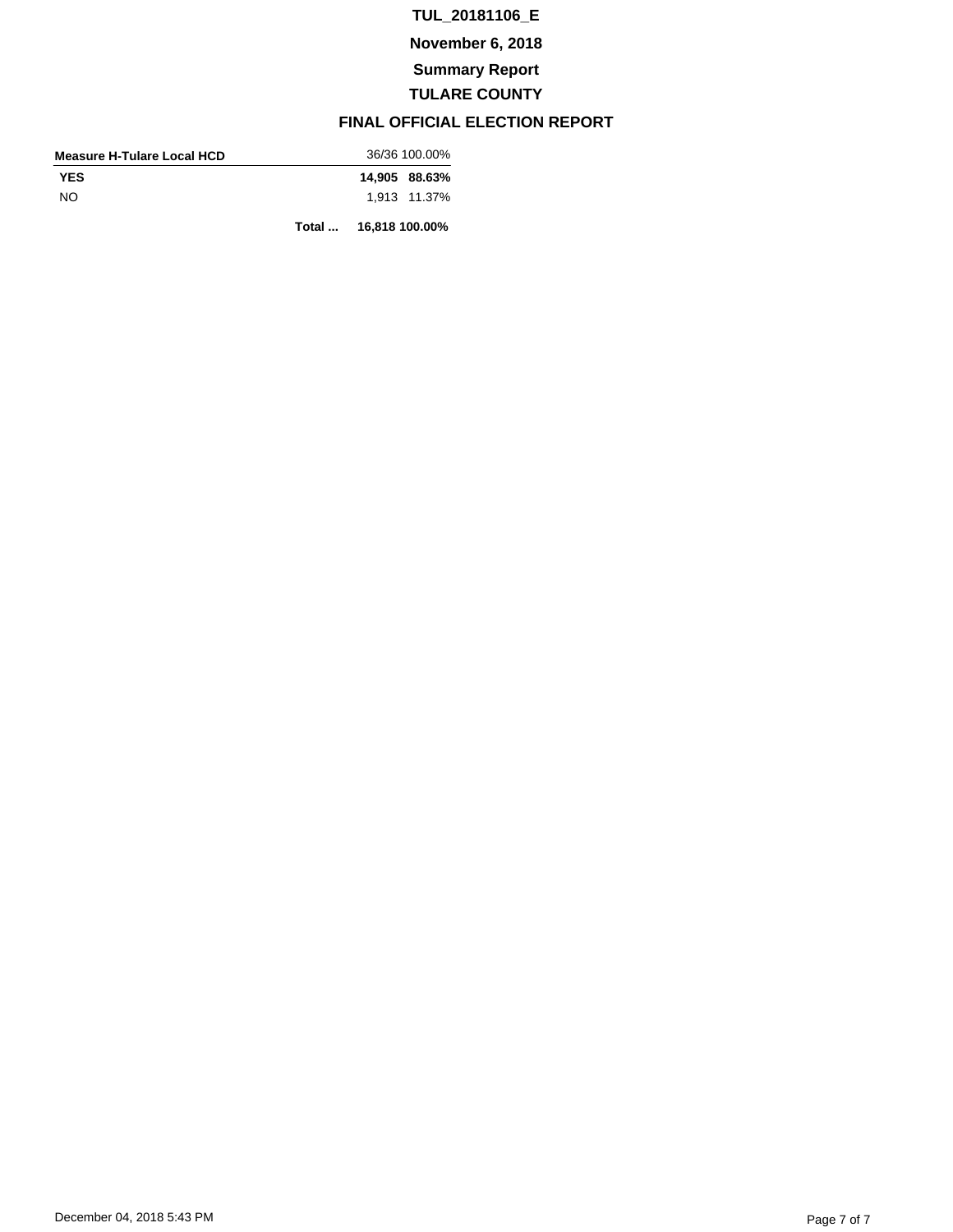**TUL_20181106_E**

**November 6, 2018**

**Summary Report**

**TULARE COUNTY**

**FINAL OFFICIAL ELECTION REPORT**

| **Measure H-Tulare Local HCD** | | 36/36 100.00% |
|---|---|---|
| **YES** | **14,905** | **88.63%** |
| NO | 1,913 | 11.37% |
| **Total ...** | **16,818** | **100.00%** |

December 04, 2018 5:43 PM